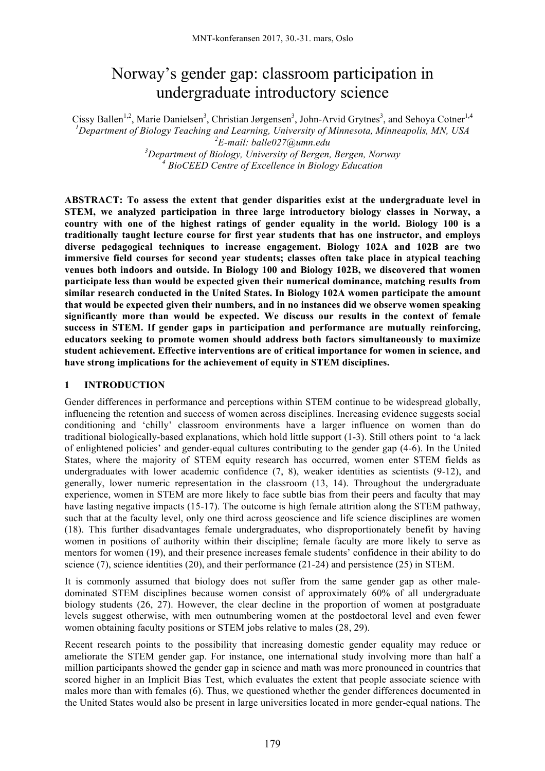# Norway's gender gap: classroom participation in undergraduate introductory science

Cissy Ballen[1,2], Marie Danielsen[3], Christian Jørgensen[3], John-Arvid Grytnes[3], and Sehoya Cotner[1,4]

[1]*Department of Biology Teaching and Learning, University of Minnesota, Minneapolis, MN, USA*
[2]*E-mail: balle027@umn.edu*
[3]*Department of Biology, University of Bergen, Bergen, Norway*
[4] *BioCEED Centre of Excellence in Biology Education*

**ABSTRACT: To assess the extent that gender disparities exist at the undergraduate level in STEM, we analyzed participation in three large introductory biology classes in Norway, a country with one of the highest ratings of gender equality in the world. Biology 100 is a traditionally taught lecture course for first year students that has one instructor, and employs diverse pedagogical techniques to increase engagement. Biology 102A and 102B are two immersive field courses for second year students; classes often take place in atypical teaching venues both indoors and outside. In Biology 100 and Biology 102B, we discovered that women participate less than would be expected given their numerical dominance, matching results from similar research conducted in the United States. In Biology 102A women participate the amount that would be expected given their numbers, and in no instances did we observe women speaking significantly more than would be expected. We discuss our results in the context of female success in STEM. If gender gaps in participation and performance are mutually reinforcing, educators seeking to promote women should address both factors simultaneously to maximize student achievement. Effective interventions are of critical importance for women in science, and have strong implications for the achievement of equity in STEM disciplines.**

## 1 INTRODUCTION

Gender differences in performance and perceptions within STEM continue to be widespread globally, influencing the retention and success of women across disciplines. Increasing evidence suggests social conditioning and 'chilly' classroom environments have a larger influence on women than do traditional biologically-based explanations, which hold little support (1-3). Still others point to 'a lack of enlightened policies' and gender-equal cultures contributing to the gender gap (4-6). In the United States, where the majority of STEM equity research has occurred, women enter STEM fields as undergraduates with lower academic confidence (7, 8), weaker identities as scientists (9-12), and generally, lower numeric representation in the classroom (13, 14). Throughout the undergraduate experience, women in STEM are more likely to face subtle bias from their peers and faculty that may have lasting negative impacts (15-17). The outcome is high female attrition along the STEM pathway, such that at the faculty level, only one third across geoscience and life science disciplines are women (18). This further disadvantages female undergraduates, who disproportionately benefit by having women in positions of authority within their discipline; female faculty are more likely to serve as mentors for women (19), and their presence increases female students' confidence in their ability to do science (7), science identities (20), and their performance (21-24) and persistence (25) in STEM.

It is commonly assumed that biology does not suffer from the same gender gap as other male-dominated STEM disciplines because women consist of approximately 60% of all undergraduate biology students (26, 27). However, the clear decline in the proportion of women at postgraduate levels suggest otherwise, with men outnumbering women at the postdoctoral level and even fewer women obtaining faculty positions or STEM jobs relative to males (28, 29).

Recent research points to the possibility that increasing domestic gender equality may reduce or ameliorate the STEM gender gap. For instance, one international study involving more than half a million participants showed the gender gap in science and math was more pronounced in countries that scored higher in an Implicit Bias Test, which evaluates the extent that people associate science with males more than with females (6). Thus, we questioned whether the gender differences documented in the United States would also be present in large universities located in more gender-equal nations. The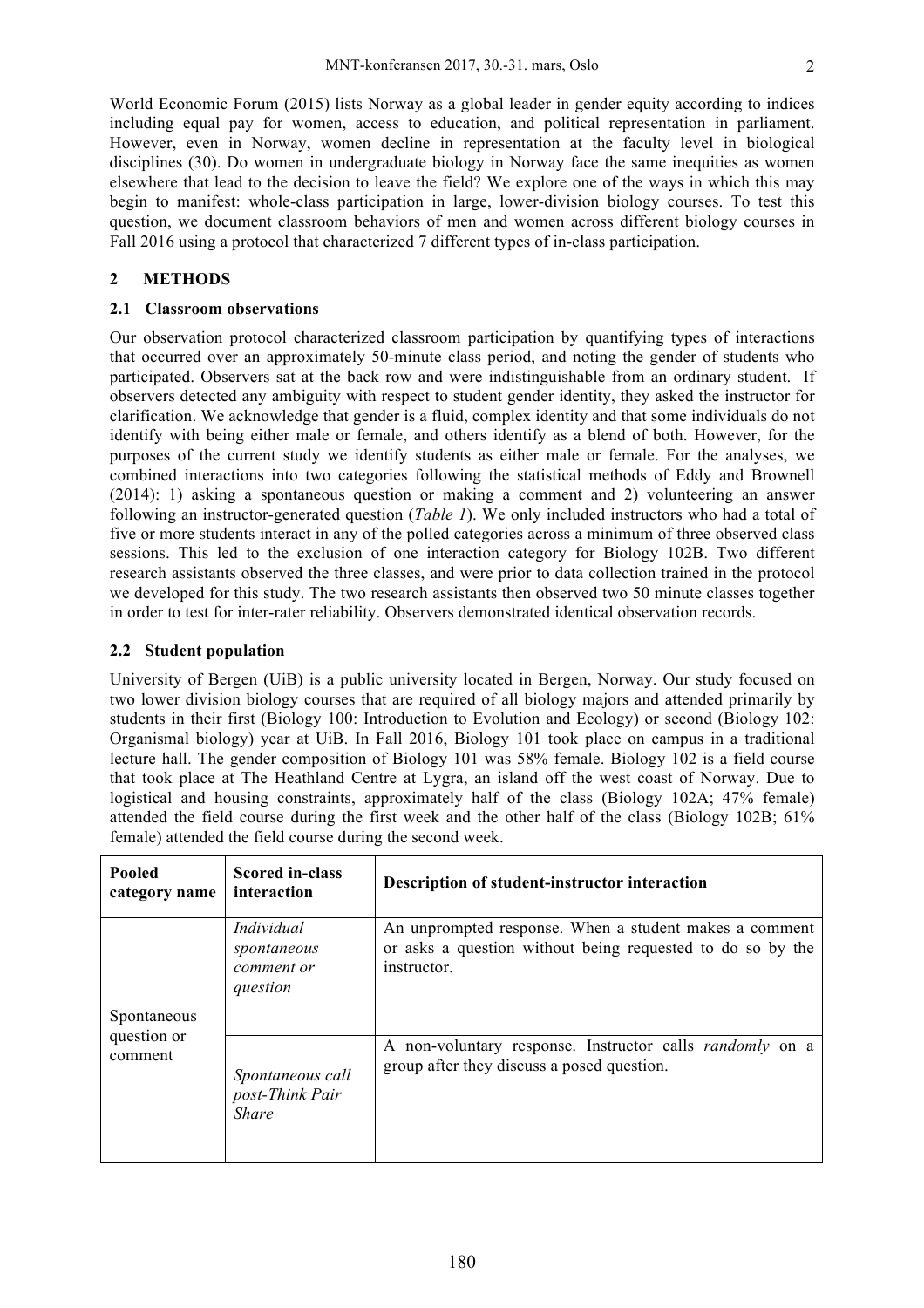World Economic Forum (2015) lists Norway as a global leader in gender equity according to indices including equal pay for women, access to education, and political representation in parliament. However, even in Norway, women decline in representation at the faculty level in biological disciplines (30). Do women in undergraduate biology in Norway face the same inequities as women elsewhere that lead to the decision to leave the field? We explore one of the ways in which this may begin to manifest: whole-class participation in large, lower-division biology courses. To test this question, we document classroom behaviors of men and women across different biology courses in Fall 2016 using a protocol that characterized 7 different types of in-class participation.

## 2 METHODS

### 2.1 Classroom observations

Our observation protocol characterized classroom participation by quantifying types of interactions that occurred over an approximately 50-minute class period, and noting the gender of students who participated. Observers sat at the back row and were indistinguishable from an ordinary student. If observers detected any ambiguity with respect to student gender identity, they asked the instructor for clarification. We acknowledge that gender is a fluid, complex identity and that some individuals do not identify with being either male or female, and others identify as a blend of both. However, for the purposes of the current study we identify students as either male or female. For the analyses, we combined interactions into two categories following the statistical methods of Eddy and Brownell (2014): 1) asking a spontaneous question or making a comment and 2) volunteering an answer following an instructor-generated question (*Table 1*). We only included instructors who had a total of five or more students interact in any of the polled categories across a minimum of three observed class sessions. This led to the exclusion of one interaction category for Biology 102B. Two different research assistants observed the three classes, and were prior to data collection trained in the protocol we developed for this study. The two research assistants then observed two 50 minute classes together in order to test for inter-rater reliability. Observers demonstrated identical observation records.

### 2.2 Student population

University of Bergen (UiB) is a public university located in Bergen, Norway. Our study focused on two lower division biology courses that are required of all biology majors and attended primarily by students in their first (Biology 100: Introduction to Evolution and Ecology) or second (Biology 102: Organismal biology) year at UiB. In Fall 2016, Biology 101 took place on campus in a traditional lecture hall. The gender composition of Biology 101 was 58% female. Biology 102 is a field course that took place at The Heathland Centre at Lygra, an island off the west coast of Norway. Due to logistical and housing constraints, approximately half of the class (Biology 102A; 47% female) attended the field course during the first week and the other half of the class (Biology 102B; 61% female) attended the field course during the second week.

| **Pooled category name** | **Scored in-class interaction** | **Description of student-instructor interaction** |
|---|---|---|
| Spontaneous question or comment | *Individual spontaneous comment or question* | An unprompted response. When a student makes a comment or asks a question without being requested to do so by the instructor. |
| | *Spontaneous call post-Think Pair Share* | A non-voluntary response. Instructor calls *randomly* on a group after they discuss a posed question. |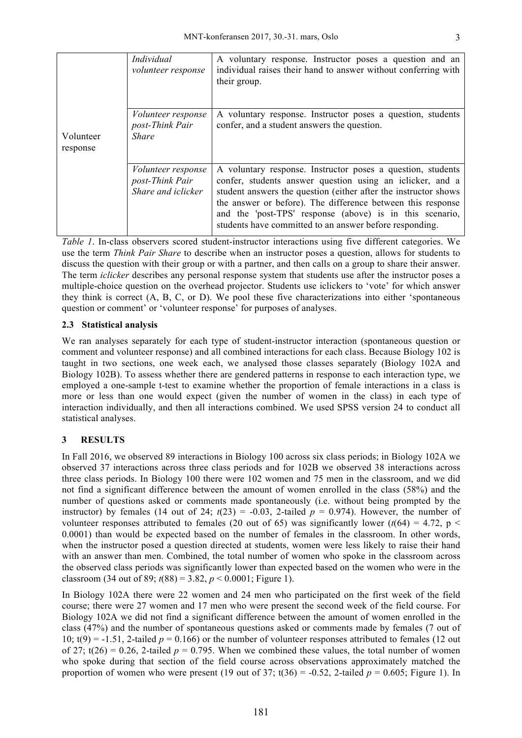| | | |
|---|---|---|
| Volunteer response | *Individual volunteer response* | A voluntary response. Instructor poses a question and an individual raises their hand to answer without conferring with their group. |
| | *Volunteer response post-Think Pair Share* | A voluntary response. Instructor poses a question, students confer, and a student answers the question. |
| | *Volunteer response post-Think Pair Share and iclicker* | A voluntary response. Instructor poses a question, students confer, students answer question using an iclicker, and a student answers the question (either after the instructor shows the answer or before). The difference between this response and the 'post-TPS' response (above) is in this scenario, students have committed to an answer before responding. |

*Table 1*. In-class observers scored student-instructor interactions using five different categories. We use the term *Think Pair Share* to describe when an instructor poses a question, allows for students to discuss the question with their group or with a partner, and then calls on a group to share their answer. The term *iclicker* describes any personal response system that students use after the instructor poses a multiple-choice question on the overhead projector. Students use iclickers to 'vote' for which answer they think is correct (A, B, C, or D). We pool these five characterizations into either 'spontaneous question or comment' or 'volunteer response' for purposes of analyses.

### 2.3 Statistical analysis

We ran analyses separately for each type of student-instructor interaction (spontaneous question or comment and volunteer response) and all combined interactions for each class. Because Biology 102 is taught in two sections, one week each, we analysed those classes separately (Biology 102A and Biology 102B). To assess whether there are gendered patterns in response to each interaction type, we employed a one-sample t-test to examine whether the proportion of female interactions in a class is more or less than one would expect (given the number of women in the class) in each type of interaction individually, and then all interactions combined. We used SPSS version 24 to conduct all statistical analyses.

## 3 RESULTS

In Fall 2016, we observed 89 interactions in Biology 100 across six class periods; in Biology 102A we observed 37 interactions across three class periods and for 102B we observed 38 interactions across three class periods. In Biology 100 there were 102 women and 75 men in the classroom, and we did not find a significant difference between the amount of women enrolled in the class (58%) and the number of questions asked or comments made spontaneously (i.e. without being prompted by the instructor) by females (14 out of 24; $t(23) = -0.03$, 2-tailed $p = 0.974$). However, the number of volunteer responses attributed to females (20 out of 65) was significantly lower ($t(64) = 4.72$, $p < 0.0001$) than would be expected based on the number of females in the classroom. In other words, when the instructor posed a question directed at students, women were less likely to raise their hand with an answer than men. Combined, the total number of women who spoke in the classroom across the observed class periods was significantly lower than expected based on the women who were in the classroom (34 out of 89; $t(88) = 3.82$, $p < 0.0001$; Figure 1).

In Biology 102A there were 22 women and 24 men who participated on the first week of the field course; there were 27 women and 17 men who were present the second week of the field course. For Biology 102A we did not find a significant difference between the amount of women enrolled in the class (47%) and the number of spontaneous questions asked or comments made by females (7 out of 10; $t(9) = -1.51$, 2-tailed $p = 0.166$) or the number of volunteer responses attributed to females (12 out of 27; $t(26) = 0.26$, 2-tailed $p = 0.795$. When we combined these values, the total number of women who spoke during that section of the field course across observations approximately matched the proportion of women who were present (19 out of 37; $t(36) = -0.52$, 2-tailed $p = 0.605$; Figure 1). In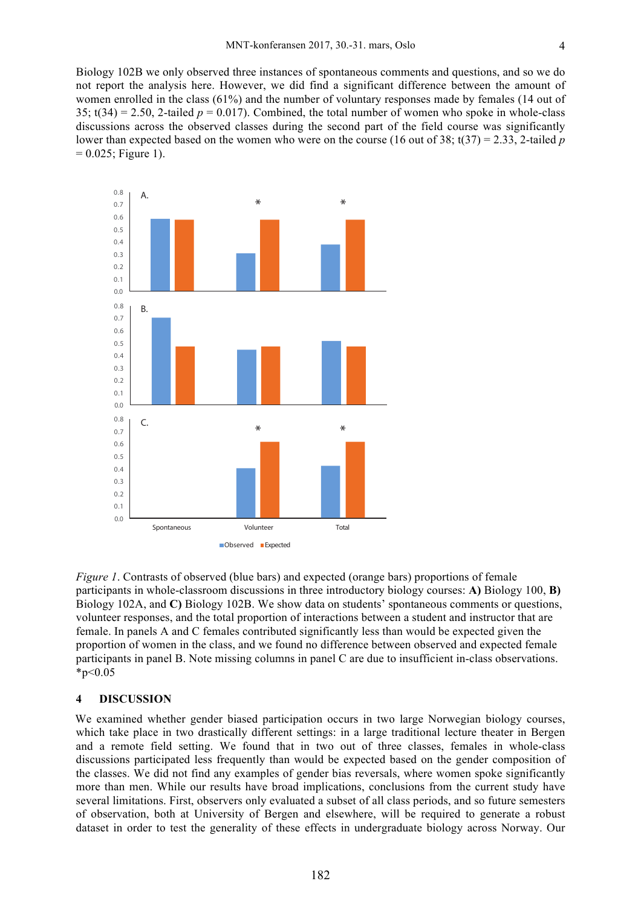Biology 102B we only observed three instances of spontaneous comments and questions, and so we do not report the analysis here. However, we did find a significant difference between the amount of women enrolled in the class (61%) and the number of voluntary responses made by females (14 out of 35; $t(34) = 2.50$, 2-tailed $p = 0.017$). Combined, the total number of women who spoke in whole-class discussions across the observed classes during the second part of the field course was significantly lower than expected based on the women who were on the course (16 out of 38; $t(37) = 2.33$, 2-tailed $p = 0.025$; Figure 1).

A.

\*

\*

B.

C.

\*

\*

0.0
0.1
0.2
0.3
0.4
0.5
0.6
0.7
0.8

Spontaneous
Volunteer
Total

Observed
Expected

*Figure 1*. Contrasts of observed (blue bars) and expected (orange bars) proportions of female participants in whole-classroom discussions in three introductory biology courses: **A)** Biology 100, **B)** Biology 102A, and **C)** Biology 102B. We show data on students' spontaneous comments or questions, volunteer responses, and the total proportion of interactions between a student and instructor that are female. In panels A and C females contributed significantly less than would be expected given the proportion of women in the class, and we found no difference between observed and expected female participants in panel B. Note missing columns in panel C are due to insufficient in-class observations. $^{*}p<0.05$

## 4 DISCUSSION

We examined whether gender biased participation occurs in two large Norwegian biology courses, which take place in two drastically different settings: in a large traditional lecture theater in Bergen and a remote field setting. We found that in two out of three classes, females in whole-class discussions participated less frequently than would be expected based on the gender composition of the classes. We did not find any examples of gender bias reversals, where women spoke significantly more than men. While our results have broad implications, conclusions from the current study have several limitations. First, observers only evaluated a subset of all class periods, and so future semesters of observation, both at University of Bergen and elsewhere, will be required to generate a robust dataset in order to test the generality of these effects in undergraduate biology across Norway. Our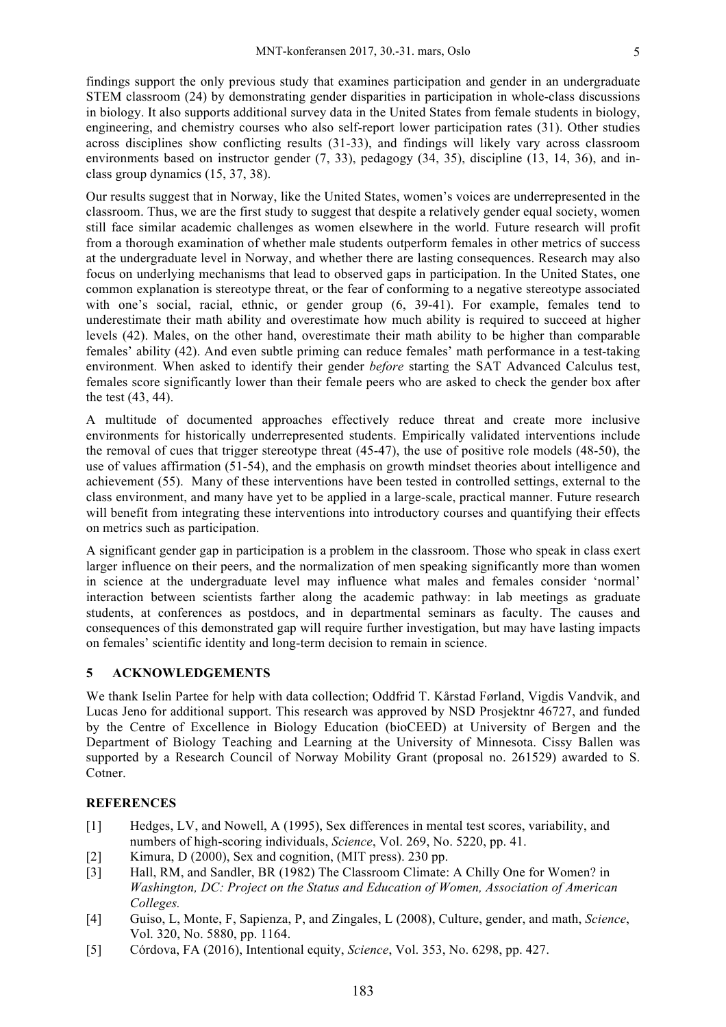findings support the only previous study that examines participation and gender in an undergraduate STEM classroom (24) by demonstrating gender disparities in participation in whole-class discussions in biology. It also supports additional survey data in the United States from female students in biology, engineering, and chemistry courses who also self-report lower participation rates (31). Other studies across disciplines show conflicting results (31-33), and findings will likely vary across classroom environments based on instructor gender (7, 33), pedagogy (34, 35), discipline (13, 14, 36), and in-class group dynamics (15, 37, 38).

Our results suggest that in Norway, like the United States, women's voices are underrepresented in the classroom. Thus, we are the first study to suggest that despite a relatively gender equal society, women still face similar academic challenges as women elsewhere in the world. Future research will profit from a thorough examination of whether male students outperform females in other metrics of success at the undergraduate level in Norway, and whether there are lasting consequences. Research may also focus on underlying mechanisms that lead to observed gaps in participation. In the United States, one common explanation is stereotype threat, or the fear of conforming to a negative stereotype associated with one's social, racial, ethnic, or gender group (6, 39-41). For example, females tend to underestimate their math ability and overestimate how much ability is required to succeed at higher levels (42). Males, on the other hand, overestimate their math ability to be higher than comparable females' ability (42). And even subtle priming can reduce females' math performance in a test-taking environment. When asked to identify their gender *before* starting the SAT Advanced Calculus test, females score significantly lower than their female peers who are asked to check the gender box after the test (43, 44).

A multitude of documented approaches effectively reduce threat and create more inclusive environments for historically underrepresented students. Empirically validated interventions include the removal of cues that trigger stereotype threat (45-47), the use of positive role models (48-50), the use of values affirmation (51-54), and the emphasis on growth mindset theories about intelligence and achievement (55). Many of these interventions have been tested in controlled settings, external to the class environment, and many have yet to be applied in a large-scale, practical manner. Future research will benefit from integrating these interventions into introductory courses and quantifying their effects on metrics such as participation.

A significant gender gap in participation is a problem in the classroom. Those who speak in class exert larger influence on their peers, and the normalization of men speaking significantly more than women in science at the undergraduate level may influence what males and females consider 'normal' interaction between scientists farther along the academic pathway: in lab meetings as graduate students, at conferences as postdocs, and in departmental seminars as faculty. The causes and consequences of this demonstrated gap will require further investigation, but may have lasting impacts on females' scientific identity and long-term decision to remain in science.

## 5 ACKNOWLEDGEMENTS

We thank Iselin Partee for help with data collection; Oddfrid T. Kårstad Førland, Vigdis Vandvik, and Lucas Jeno for additional support. This research was approved by NSD Prosjektnr 46727, and funded by the Centre of Excellence in Biology Education (bioCEED) at University of Bergen and the Department of Biology Teaching and Learning at the University of Minnesota. Cissy Ballen was supported by a Research Council of Norway Mobility Grant (proposal no. 261529) awarded to S. Cotner.

## REFERENCES

[1] Hedges, LV, and Nowell, A (1995), Sex differences in mental test scores, variability, and numbers of high-scoring individuals, *Science*, Vol. 269, No. 5220, pp. 41.

[2] Kimura, D (2000), Sex and cognition, (MIT press). 230 pp.

[3] Hall, RM, and Sandler, BR (1982) The Classroom Climate: A Chilly One for Women? in *Washington, DC: Project on the Status and Education of Women, Association of American Colleges.*

[4] Guiso, L, Monte, F, Sapienza, P, and Zingales, L (2008), Culture, gender, and math, *Science*, Vol. 320, No. 5880, pp. 1164.

[5] Córdova, FA (2016), Intentional equity, *Science*, Vol. 353, No. 6298, pp. 427.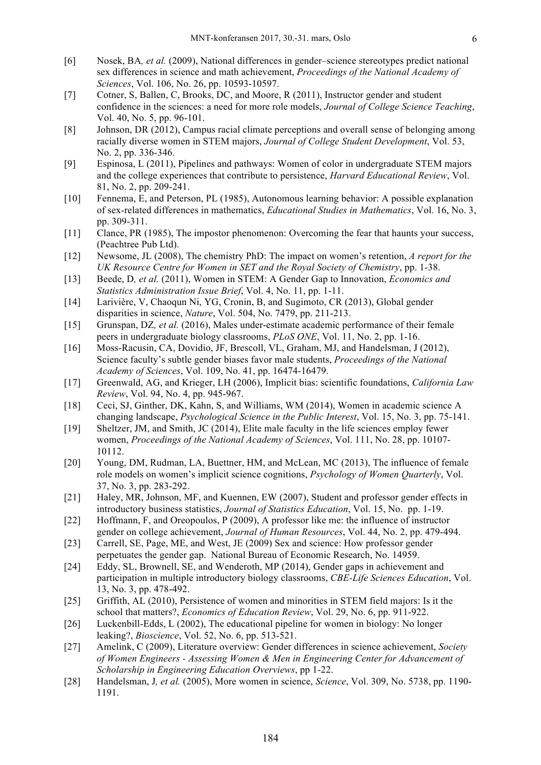[6] Nosek, BA*, et al.* (2009), National differences in gender–science stereotypes predict national sex differences in science and math achievement, *Proceedings of the National Academy of Sciences*, Vol. 106, No. 26, pp. 10593-10597.

[7] Cotner, S, Ballen, C, Brooks, DC, and Moore, R (2011), Instructor gender and student confidence in the sciences: a need for more role models, *Journal of College Science Teaching*, Vol. 40, No. 5, pp. 96-101.

[8] Johnson, DR (2012), Campus racial climate perceptions and overall sense of belonging among racially diverse women in STEM majors, *Journal of College Student Development*, Vol. 53, No. 2, pp. 336-346.

[9] Espinosa, L (2011), Pipelines and pathways: Women of color in undergraduate STEM majors and the college experiences that contribute to persistence, *Harvard Educational Review*, Vol. 81, No. 2, pp. 209-241.

[10] Fennema, E, and Peterson, PL (1985), Autonomous learning behavior: A possible explanation of sex-related differences in mathematics, *Educational Studies in Mathematics*, Vol. 16, No. 3, pp. 309-311.

[11] Clance, PR (1985), The impostor phenomenon: Overcoming the fear that haunts your success, (Peachtree Pub Ltd).

[12] Newsome, JL (2008), The chemistry PhD: The impact on women's retention, *A report for the UK Resource Centre for Women in SET and the Royal Society of Chemistry*, pp. 1-38.

[13] Beede, D*, et al.* (2011), Women in STEM: A Gender Gap to Innovation, *Economics and Statistics Administration Issue Brief*, Vol. 4, No. 11, pp. 1-11.

[14] Larivière, V, Chaoqun Ni, YG, Cronin, B, and Sugimoto, CR (2013), Global gender disparities in science, *Nature*, Vol. 504, No. 7479, pp. 211-213.

[15] Grunspan, DZ*, et al.* (2016), Males under-estimate academic performance of their female peers in undergraduate biology classrooms, *PLoS ONE*, Vol. 11, No. 2, pp. 1-16.

[16] Moss-Racusin, CA, Dovidio, JF, Brescoll, VL, Graham, MJ, and Handelsman, J (2012), Science faculty's subtle gender biases favor male students, *Proceedings of the National Academy of Sciences*, Vol. 109, No. 41, pp. 16474-16479.

[17] Greenwald, AG, and Krieger, LH (2006), Implicit bias: scientific foundations, *California Law Review*, Vol. 94, No. 4, pp. 945-967.

[18] Ceci, SJ, Ginther, DK, Kahn, S, and Williams, WM (2014), Women in academic science A changing landscape, *Psychological Science in the Public Interest*, Vol. 15, No. 3, pp. 75-141.

[19] Sheltzer, JM, and Smith, JC (2014), Elite male faculty in the life sciences employ fewer women, *Proceedings of the National Academy of Sciences*, Vol. 111, No. 28, pp. 10107-10112.

[20] Young, DM, Rudman, LA, Buettner, HM, and McLean, MC (2013), The influence of female role models on women's implicit science cognitions, *Psychology of Women Quarterly*, Vol. 37, No. 3, pp. 283-292.

[21] Haley, MR, Johnson, MF, and Kuennen, EW (2007), Student and professor gender effects in introductory business statistics, *Journal of Statistics Education*, Vol. 15, No. pp. 1-19.

[22] Hoffmann, F, and Oreopoulos, P (2009), A professor like me: the influence of instructor gender on college achievement, *Journal of Human Resources*, Vol. 44, No. 2, pp. 479-494.

[23] Carrell, SE, Page, ME, and West, JE (2009) Sex and science: How professor gender perpetuates the gender gap. National Bureau of Economic Research, No. 14959.

[24] Eddy, SL, Brownell, SE, and Wenderoth, MP (2014), Gender gaps in achievement and participation in multiple introductory biology classrooms, *CBE-Life Sciences Education*, Vol. 13, No. 3, pp. 478-492.

[25] Griffith, AL (2010), Persistence of women and minorities in STEM field majors: Is it the school that matters?, *Economics of Education Review*, Vol. 29, No. 6, pp. 911-922.

[26] Luckenbill-Edds, L (2002), The educational pipeline for women in biology: No longer leaking?, *Bioscience*, Vol. 52, No. 6, pp. 513-521.

[27] Amelink, C (2009), Literature overview: Gender differences in science achievement, *Society of Women Engineers - Assessing Women & Men in Engineering Center for Advancement of Scholarship in Engineering Education Overviews*, pp 1-22.

[28] Handelsman, J*, et al.* (2005), More women in science, *Science*, Vol. 309, No. 5738, pp. 1190-1191.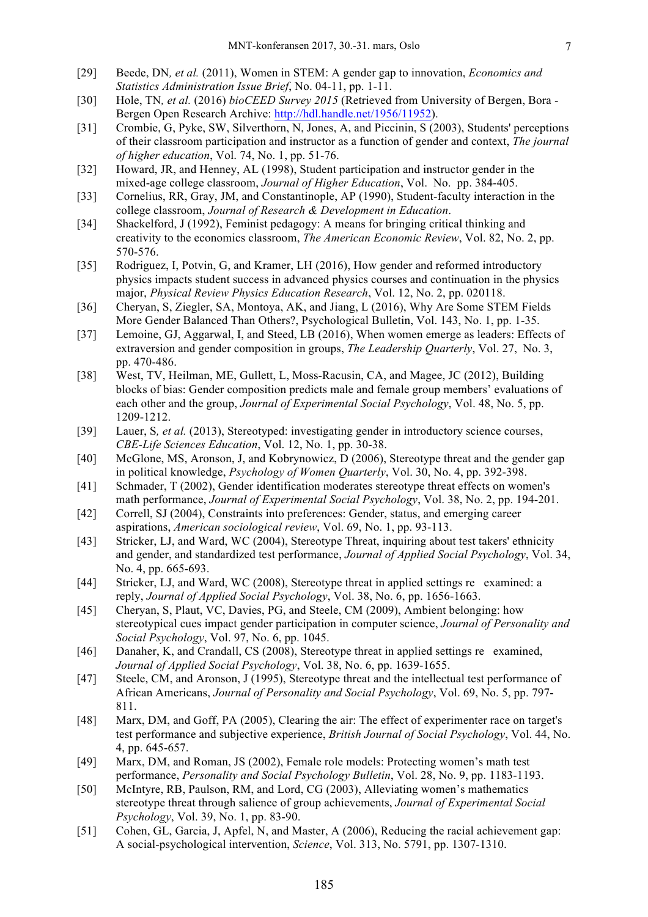[29] Beede, DN*, et al.* (2011), Women in STEM: A gender gap to innovation, *Economics and Statistics Administration Issue Brief*, No. 04-11, pp. 1-11.

[30] Hole, TN*, et al.* (2016) *bioCEED Survey 2015* (Retrieved from University of Bergen, Bora - Bergen Open Research Archive: http://hdl.handle.net/1956/11952).

[31] Crombie, G, Pyke, SW, Silverthorn, N, Jones, A, and Piccinin, S (2003), Students' perceptions of their classroom participation and instructor as a function of gender and context, *The journal of higher education*, Vol. 74, No. 1, pp. 51-76.

[32] Howard, JR, and Henney, AL (1998), Student participation and instructor gender in the mixed-age college classroom, *Journal of Higher Education*, Vol. No. pp. 384-405.

[33] Cornelius, RR, Gray, JM, and Constantinople, AP (1990), Student-faculty interaction in the college classroom, *Journal of Research & Development in Education*.

[34] Shackelford, J (1992), Feminist pedagogy: A means for bringing critical thinking and creativity to the economics classroom, *The American Economic Review*, Vol. 82, No. 2, pp. 570-576.

[35] Rodriguez, I, Potvin, G, and Kramer, LH (2016), How gender and reformed introductory physics impacts student success in advanced physics courses and continuation in the physics major, *Physical Review Physics Education Research*, Vol. 12, No. 2, pp. 020118.

[36] Cheryan, S, Ziegler, SA, Montoya, AK, and Jiang, L (2016), Why Are Some STEM Fields More Gender Balanced Than Others?, Psychological Bulletin, Vol. 143, No. 1, pp. 1-35.

[37] Lemoine, GJ, Aggarwal, I, and Steed, LB (2016), When women emerge as leaders: Effects of extraversion and gender composition in groups, *The Leadership Quarterly*, Vol. 27, No. 3, pp. 470-486.

[38] West, TV, Heilman, ME, Gullett, L, Moss-Racusin, CA, and Magee, JC (2012), Building blocks of bias: Gender composition predicts male and female group members' evaluations of each other and the group, *Journal of Experimental Social Psychology*, Vol. 48, No. 5, pp. 1209-1212.

[39] Lauer, S*, et al.* (2013), Stereotyped: investigating gender in introductory science courses, *CBE-Life Sciences Education*, Vol. 12, No. 1, pp. 30-38.

[40] McGlone, MS, Aronson, J, and Kobrynowicz, D (2006), Stereotype threat and the gender gap in political knowledge, *Psychology of Women Quarterly*, Vol. 30, No. 4, pp. 392-398.

[41] Schmader, T (2002), Gender identification moderates stereotype threat effects on women's math performance, *Journal of Experimental Social Psychology*, Vol. 38, No. 2, pp. 194-201.

[42] Correll, SJ (2004), Constraints into preferences: Gender, status, and emerging career aspirations, *American sociological review*, Vol. 69, No. 1, pp. 93-113.

[43] Stricker, LJ, and Ward, WC (2004), Stereotype Threat, inquiring about test takers' ethnicity and gender, and standardized test performance, *Journal of Applied Social Psychology*, Vol. 34, No. 4, pp. 665-693.

[44] Stricker, LJ, and Ward, WC (2008), Stereotype threat in applied settings re examined: a reply, *Journal of Applied Social Psychology*, Vol. 38, No. 6, pp. 1656-1663.

[45] Cheryan, S, Plaut, VC, Davies, PG, and Steele, CM (2009), Ambient belonging: how stereotypical cues impact gender participation in computer science, *Journal of Personality and Social Psychology*, Vol. 97, No. 6, pp. 1045.

[46] Danaher, K, and Crandall, CS (2008), Stereotype threat in applied settings re examined, *Journal of Applied Social Psychology*, Vol. 38, No. 6, pp. 1639-1655.

[47] Steele, CM, and Aronson, J (1995), Stereotype threat and the intellectual test performance of African Americans, *Journal of Personality and Social Psychology*, Vol. 69, No. 5, pp. 797-811.

[48] Marx, DM, and Goff, PA (2005), Clearing the air: The effect of experimenter race on target's test performance and subjective experience, *British Journal of Social Psychology*, Vol. 44, No. 4, pp. 645-657.

[49] Marx, DM, and Roman, JS (2002), Female role models: Protecting women's math test performance, *Personality and Social Psychology Bulletin*, Vol. 28, No. 9, pp. 1183-1193.

[50] McIntyre, RB, Paulson, RM, and Lord, CG (2003), Alleviating women's mathematics stereotype threat through salience of group achievements, *Journal of Experimental Social Psychology*, Vol. 39, No. 1, pp. 83-90.

[51] Cohen, GL, Garcia, J, Apfel, N, and Master, A (2006), Reducing the racial achievement gap: A social-psychological intervention, *Science*, Vol. 313, No. 5791, pp. 1307-1310.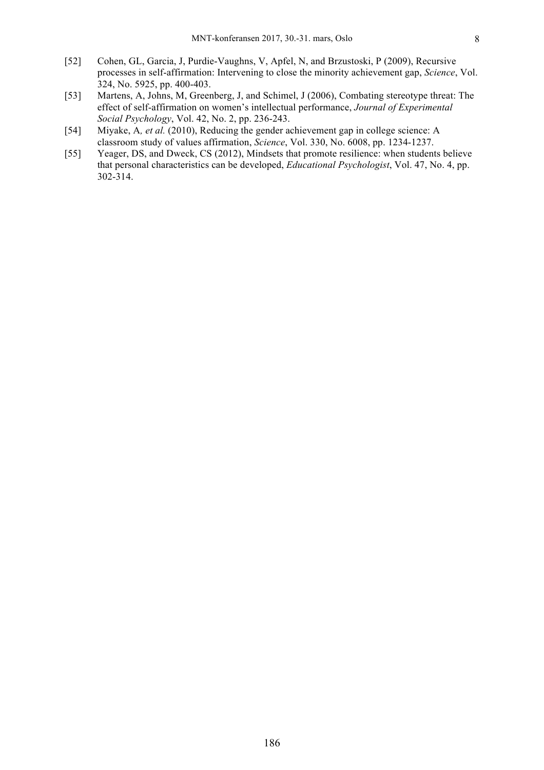[52] Cohen, GL, Garcia, J, Purdie-Vaughns, V, Apfel, N, and Brzustoski, P (2009), Recursive processes in self-affirmation: Intervening to close the minority achievement gap, *Science*, Vol. 324, No. 5925, pp. 400-403.

[53] Martens, A, Johns, M, Greenberg, J, and Schimel, J (2006), Combating stereotype threat: The effect of self-affirmation on women's intellectual performance, *Journal of Experimental Social Psychology*, Vol. 42, No. 2, pp. 236-243.

[54] Miyake, A*, et al.* (2010), Reducing the gender achievement gap in college science: A classroom study of values affirmation, *Science*, Vol. 330, No. 6008, pp. 1234-1237.

[55] Yeager, DS, and Dweck, CS (2012), Mindsets that promote resilience: when students believe that personal characteristics can be developed, *Educational Psychologist*, Vol. 47, No. 4, pp. 302-314.